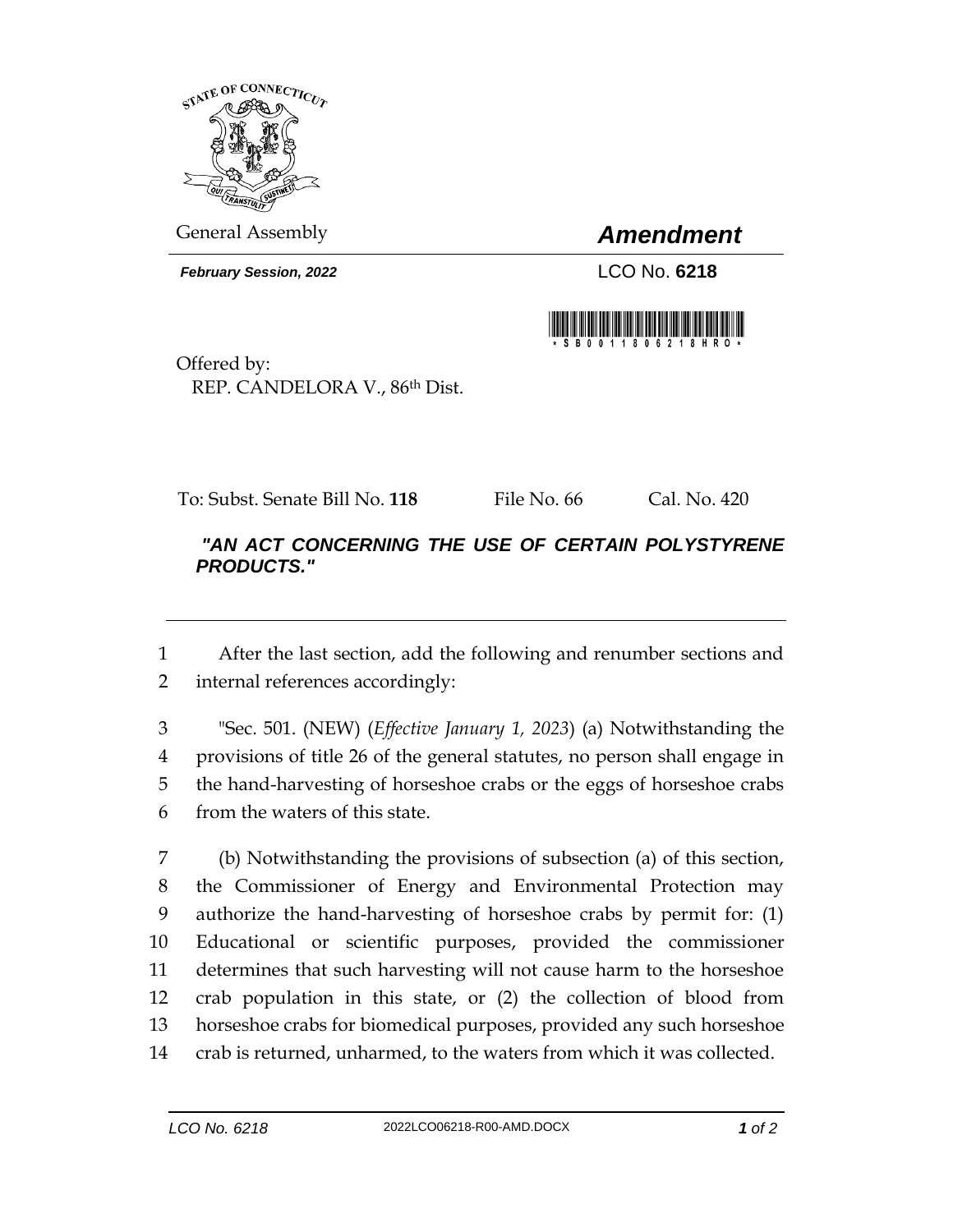General Assembly

# *Amendment*

***February Session, 2022***

LCO No. **6218**

Offered by:
REP. CANDELORA V., 86th Dist.

To: Subst. Senate Bill No. **118** File No. 66 Cal. No. 420

***"AN ACT CONCERNING THE USE OF CERTAIN POLYSTYRENE PRODUCTS."***

---

1 After the last section, add the following and renumber sections and
2 internal references accordingly:

3 "Sec. 501. (NEW) (*Effective January 1, 2023*) (a) Notwithstanding the
4 provisions of title 26 of the general statutes, no person shall engage in
5 the hand-harvesting of horseshoe crabs or the eggs of horseshoe crabs
6 from the waters of this state.

7 (b) Notwithstanding the provisions of subsection (a) of this section,
8 the Commissioner of Energy and Environmental Protection may
9 authorize the hand-harvesting of horseshoe crabs by permit for: (1)
10 Educational or scientific purposes, provided the commissioner
11 determines that such harvesting will not cause harm to the horseshoe
12 crab population in this state, or (2) the collection of blood from
13 horseshoe crabs for biomedical purposes, provided any such horseshoe
14 crab is returned, unharmed, to the waters from which it was collected.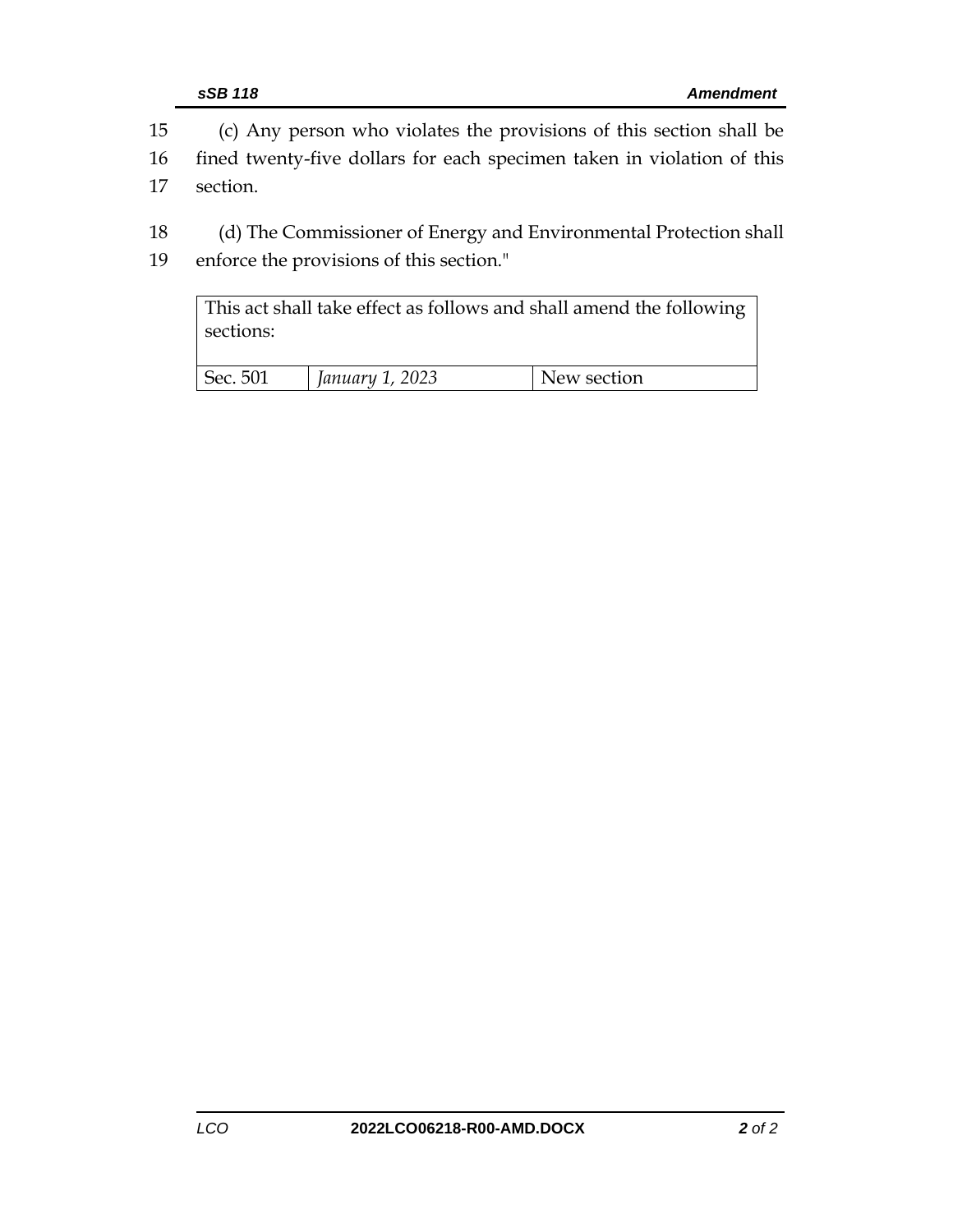(c) Any person who violates the provisions of this section shall be fined twenty-five dollars for each specimen taken in violation of this section.

(d) The Commissioner of Energy and Environmental Protection shall enforce the provisions of this section."

| This act shall take effect as follows and shall amend the following sections: | | |
|---|---|---|
| Sec. 501 | *January 1, 2023* | New section |